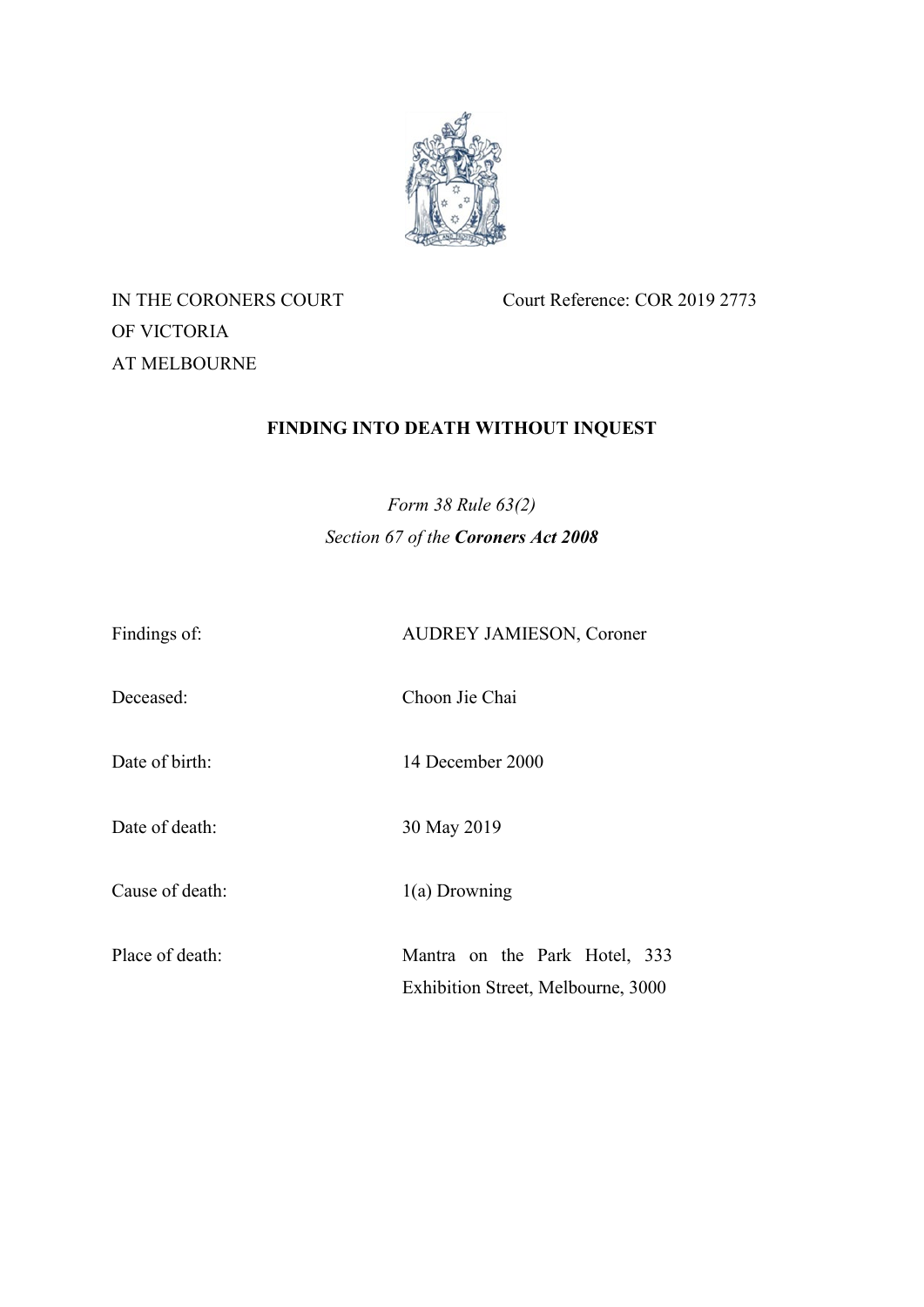IN THE CORONERS COURT
OF VICTORIA
AT MELBOURNE

Court Reference: COR 2019 2773

# FINDING INTO DEATH WITHOUT INQUEST

*Form 38 Rule 63(2)*
*Section 67 of the* ***Coroners Act 2008***

| | |
|---|---|
| Findings of: | AUDREY JAMIESON, Coroner |
| Deceased: | Choon Jie Chai |
| Date of birth: | 14 December 2000 |
| Date of death: | 30 May 2019 |
| Cause of death: | 1(a) Drowning |
| Place of death: | Mantra on the Park Hotel, 333 Exhibition Street, Melbourne, 3000 |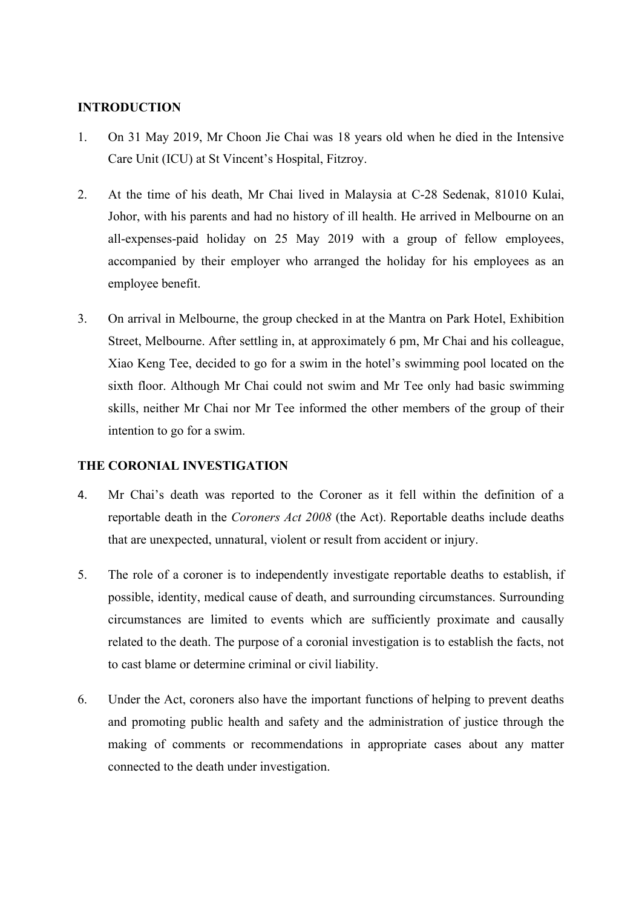## INTRODUCTION

1. On 31 May 2019, Mr Choon Jie Chai was 18 years old when he died in the Intensive Care Unit (ICU) at St Vincent's Hospital, Fitzroy.

2. At the time of his death, Mr Chai lived in Malaysia at C-28 Sedenak, 81010 Kulai, Johor, with his parents and had no history of ill health. He arrived in Melbourne on an all-expenses-paid holiday on 25 May 2019 with a group of fellow employees, accompanied by their employer who arranged the holiday for his employees as an employee benefit.

3. On arrival in Melbourne, the group checked in at the Mantra on Park Hotel, Exhibition Street, Melbourne. After settling in, at approximately 6 pm, Mr Chai and his colleague, Xiao Keng Tee, decided to go for a swim in the hotel's swimming pool located on the sixth floor. Although Mr Chai could not swim and Mr Tee only had basic swimming skills, neither Mr Chai nor Mr Tee informed the other members of the group of their intention to go for a swim.

## THE CORONIAL INVESTIGATION

4. Mr Chai's death was reported to the Coroner as it fell within the definition of a reportable death in the *Coroners Act 2008* (the Act). Reportable deaths include deaths that are unexpected, unnatural, violent or result from accident or injury.

5. The role of a coroner is to independently investigate reportable deaths to establish, if possible, identity, medical cause of death, and surrounding circumstances. Surrounding circumstances are limited to events which are sufficiently proximate and causally related to the death. The purpose of a coronial investigation is to establish the facts, not to cast blame or determine criminal or civil liability.

6. Under the Act, coroners also have the important functions of helping to prevent deaths and promoting public health and safety and the administration of justice through the making of comments or recommendations in appropriate cases about any matter connected to the death under investigation.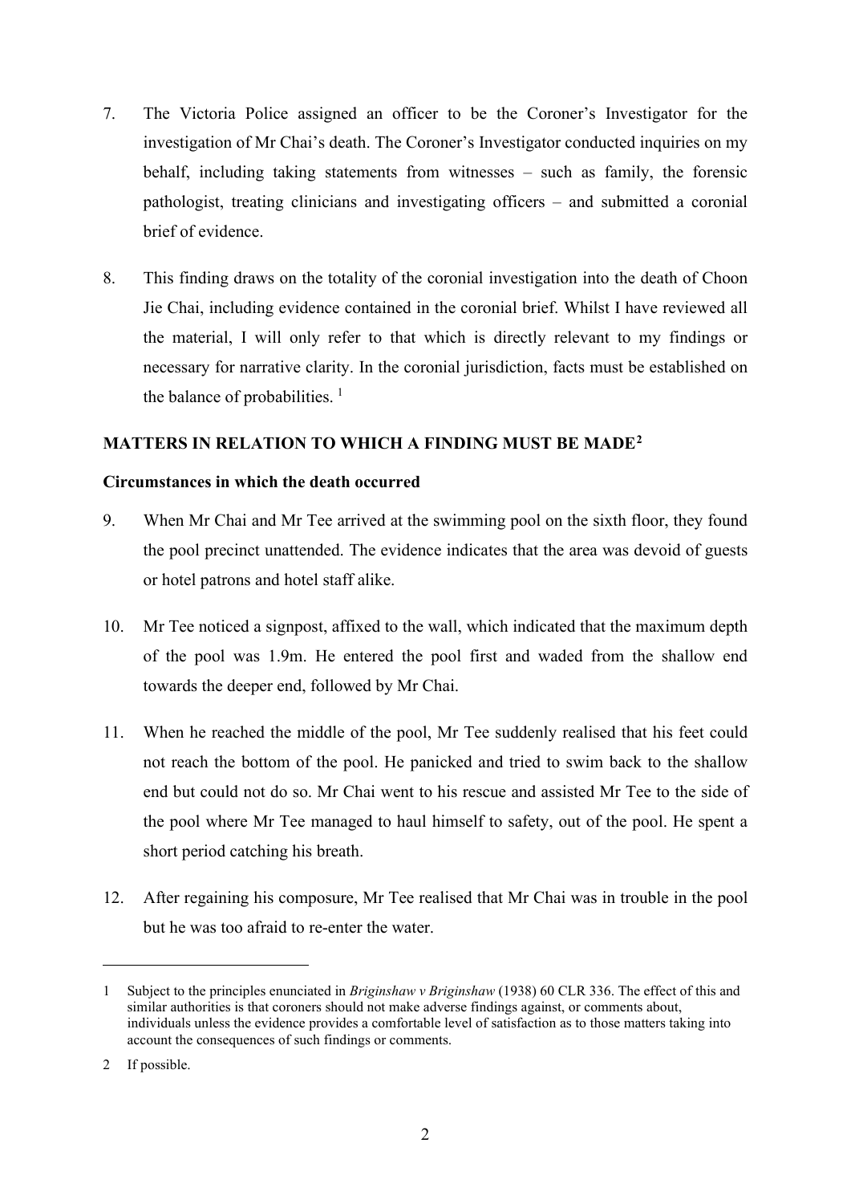7. The Victoria Police assigned an officer to be the Coroner's Investigator for the investigation of Mr Chai's death. The Coroner's Investigator conducted inquiries on my behalf, including taking statements from witnesses – such as family, the forensic pathologist, treating clinicians and investigating officers – and submitted a coronial brief of evidence.

8. This finding draws on the totality of the coronial investigation into the death of Choon Jie Chai, including evidence contained in the coronial brief. Whilst I have reviewed all the material, I will only refer to that which is directly relevant to my findings or necessary for narrative clarity. In the coronial jurisdiction, facts must be established on the balance of probabilities. [1]

## MATTERS IN RELATION TO WHICH A FINDING MUST BE MADE[2]

### Circumstances in which the death occurred

9. When Mr Chai and Mr Tee arrived at the swimming pool on the sixth floor, they found the pool precinct unattended. The evidence indicates that the area was devoid of guests or hotel patrons and hotel staff alike.

10. Mr Tee noticed a signpost, affixed to the wall, which indicated that the maximum depth of the pool was 1.9m. He entered the pool first and waded from the shallow end towards the deeper end, followed by Mr Chai.

11. When he reached the middle of the pool, Mr Tee suddenly realised that his feet could not reach the bottom of the pool. He panicked and tried to swim back to the shallow end but could not do so. Mr Chai went to his rescue and assisted Mr Tee to the side of the pool where Mr Tee managed to haul himself to safety, out of the pool. He spent a short period catching his breath.

12. After regaining his composure, Mr Tee realised that Mr Chai was in trouble in the pool but he was too afraid to re-enter the water.

---

1 Subject to the principles enunciated in *Briginshaw v Briginshaw* (1938) 60 CLR 336. The effect of this and similar authorities is that coroners should not make adverse findings against, or comments about, individuals unless the evidence provides a comfortable level of satisfaction as to those matters taking into account the consequences of such findings or comments.

2 If possible.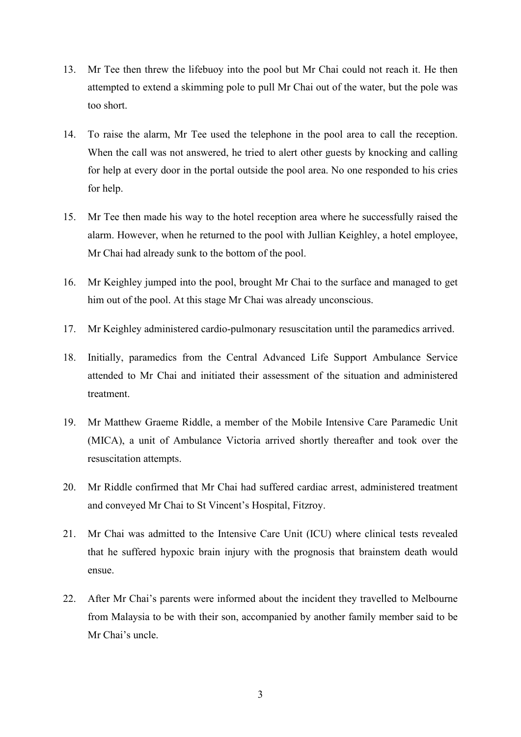13. Mr Tee then threw the lifebuoy into the pool but Mr Chai could not reach it. He then attempted to extend a skimming pole to pull Mr Chai out of the water, but the pole was too short.

14. To raise the alarm, Mr Tee used the telephone in the pool area to call the reception. When the call was not answered, he tried to alert other guests by knocking and calling for help at every door in the portal outside the pool area. No one responded to his cries for help.

15. Mr Tee then made his way to the hotel reception area where he successfully raised the alarm. However, when he returned to the pool with Jullian Keighley, a hotel employee, Mr Chai had already sunk to the bottom of the pool.

16. Mr Keighley jumped into the pool, brought Mr Chai to the surface and managed to get him out of the pool. At this stage Mr Chai was already unconscious.

17. Mr Keighley administered cardio-pulmonary resuscitation until the paramedics arrived.

18. Initially, paramedics from the Central Advanced Life Support Ambulance Service attended to Mr Chai and initiated their assessment of the situation and administered treatment.

19. Mr Matthew Graeme Riddle, a member of the Mobile Intensive Care Paramedic Unit (MICA), a unit of Ambulance Victoria arrived shortly thereafter and took over the resuscitation attempts.

20. Mr Riddle confirmed that Mr Chai had suffered cardiac arrest, administered treatment and conveyed Mr Chai to St Vincent's Hospital, Fitzroy.

21. Mr Chai was admitted to the Intensive Care Unit (ICU) where clinical tests revealed that he suffered hypoxic brain injury with the prognosis that brainstem death would ensue.

22. After Mr Chai's parents were informed about the incident they travelled to Melbourne from Malaysia to be with their son, accompanied by another family member said to be Mr Chai's uncle.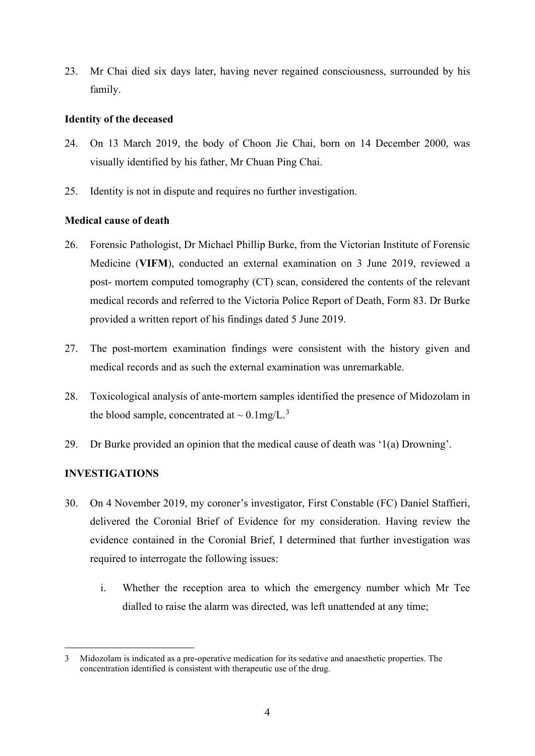23. Mr Chai died six days later, having never regained consciousness, surrounded by his family.

**Identity of the deceased**

24. On 13 March 2019, the body of Choon Jie Chai, born on 14 December 2000, was visually identified by his father, Mr Chuan Ping Chai.

25. Identity is not in dispute and requires no further investigation.

**Medical cause of death**

26. Forensic Pathologist, Dr Michael Phillip Burke, from the Victorian Institute of Forensic Medicine (**VIFM**), conducted an external examination on 3 June 2019, reviewed a post- mortem computed tomography (CT) scan, considered the contents of the relevant medical records and referred to the Victoria Police Report of Death, Form 83. Dr Burke provided a written report of his findings dated 5 June 2019.

27. The post-mortem examination findings were consistent with the history given and medical records and as such the external examination was unremarkable.

28. Toxicological analysis of ante-mortem samples identified the presence of Midozolam in the blood sample, concentrated at ~ 0.1mg/L.[3]

29. Dr Burke provided an opinion that the medical cause of death was '1(a) Drowning'.

## INVESTIGATIONS

30. On 4 November 2019, my coroner's investigator, First Constable (FC) Daniel Staffieri, delivered the Coronial Brief of Evidence for my consideration. Having review the evidence contained in the Coronial Brief, I determined that further investigation was required to interrogate the following issues:

    i. Whether the reception area to which the emergency number which Mr Tee dialled to raise the alarm was directed, was left unattended at any time;

---

3 Midozolam is indicated as a pre-operative medication for its sedative and anaesthetic properties. The concentration identified is consistent with therapeutic use of the drug.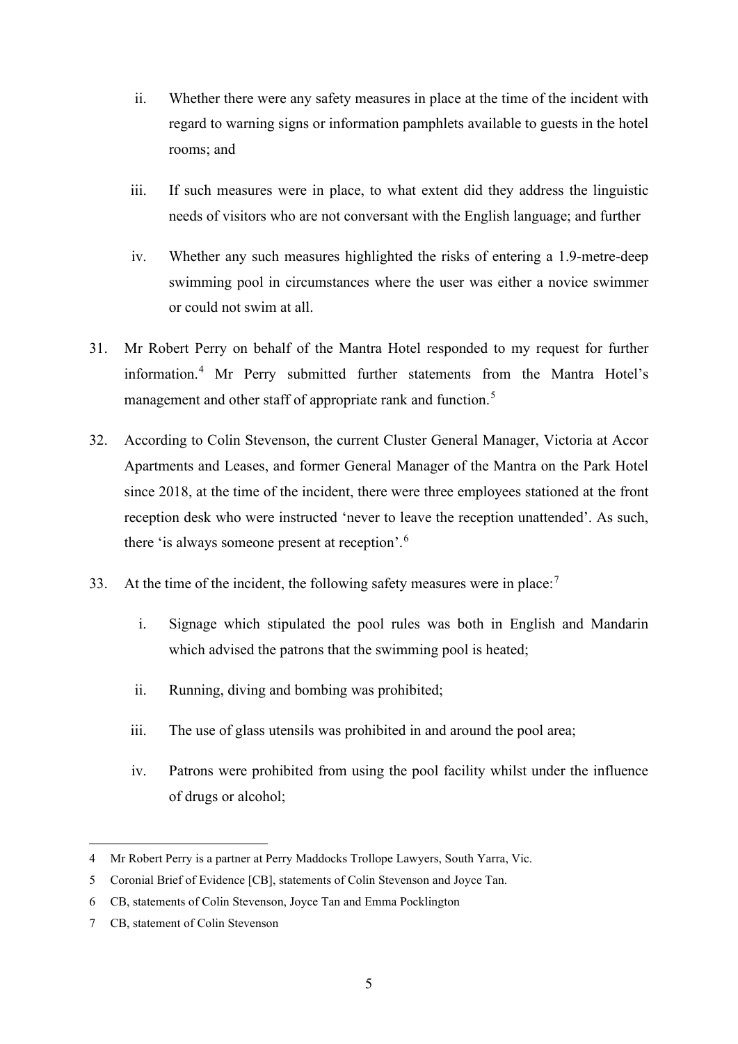ii. Whether there were any safety measures in place at the time of the incident with regard to warning signs or information pamphlets available to guests in the hotel rooms; and

iii. If such measures were in place, to what extent did they address the linguistic needs of visitors who are not conversant with the English language; and further

iv. Whether any such measures highlighted the risks of entering a 1.9-metre-deep swimming pool in circumstances where the user was either a novice swimmer or could not swim at all.

31. Mr Robert Perry on behalf of the Mantra Hotel responded to my request for further information.[4] Mr Perry submitted further statements from the Mantra Hotel's management and other staff of appropriate rank and function.[5]

32. According to Colin Stevenson, the current Cluster General Manager, Victoria at Accor Apartments and Leases, and former General Manager of the Mantra on the Park Hotel since 2018, at the time of the incident, there were three employees stationed at the front reception desk who were instructed 'never to leave the reception unattended'. As such, there 'is always someone present at reception'.[6]

33. At the time of the incident, the following safety measures were in place:[7]

    i. Signage which stipulated the pool rules was both in English and Mandarin which advised the patrons that the swimming pool is heated;

    ii. Running, diving and bombing was prohibited;

    iii. The use of glass utensils was prohibited in and around the pool area;

    iv. Patrons were prohibited from using the pool facility whilst under the influence of drugs or alcohol;

---

4 Mr Robert Perry is a partner at Perry Maddocks Trollope Lawyers, South Yarra, Vic.

5 Coronial Brief of Evidence [CB], statements of Colin Stevenson and Joyce Tan.

6 CB, statements of Colin Stevenson, Joyce Tan and Emma Pocklington

7 CB, statement of Colin Stevenson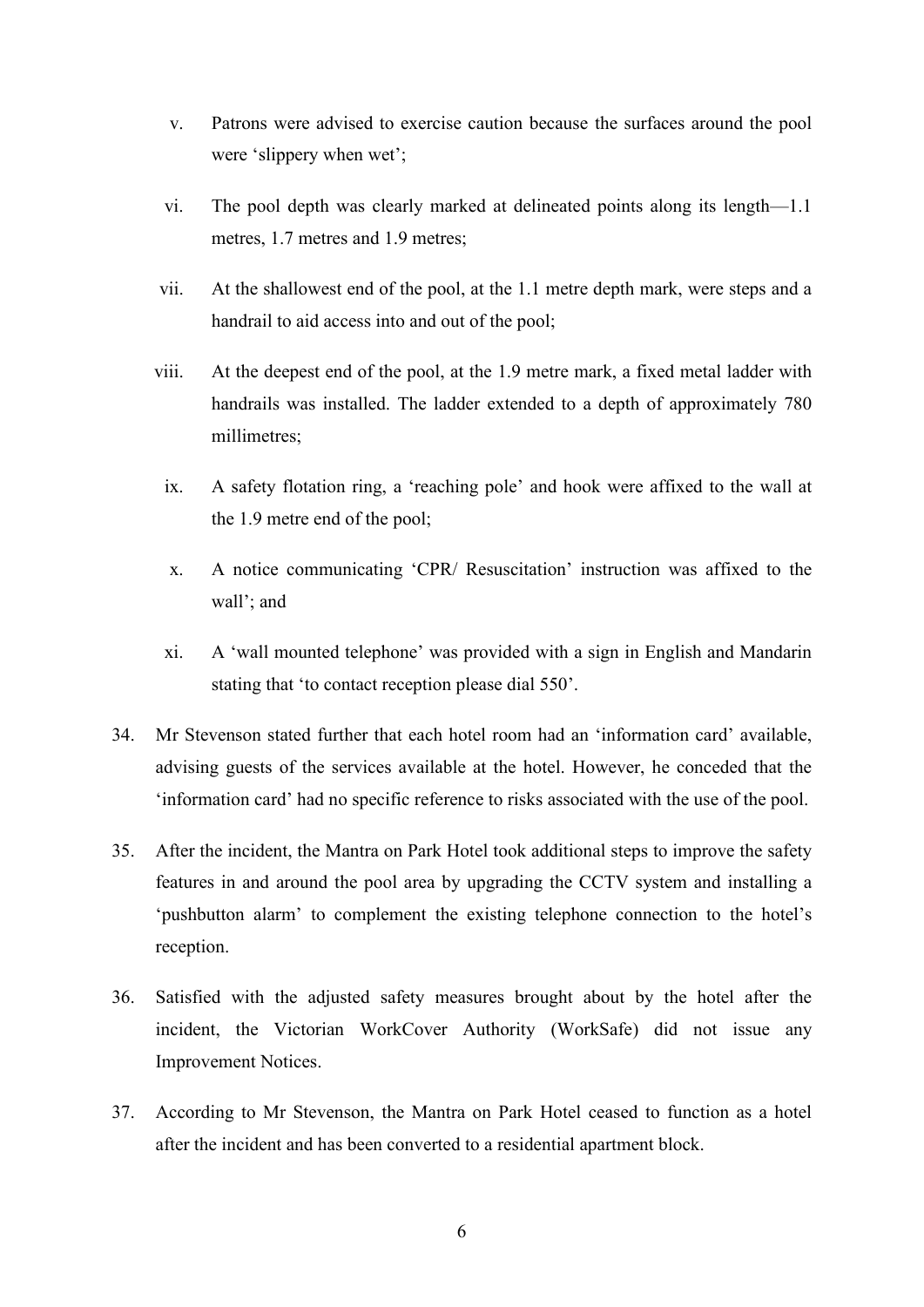v. Patrons were advised to exercise caution because the surfaces around the pool were 'slippery when wet';

vi. The pool depth was clearly marked at delineated points along its length—1.1 metres, 1.7 metres and 1.9 metres;

vii. At the shallowest end of the pool, at the 1.1 metre depth mark, were steps and a handrail to aid access into and out of the pool;

viii. At the deepest end of the pool, at the 1.9 metre mark, a fixed metal ladder with handrails was installed. The ladder extended to a depth of approximately 780 millimetres;

ix. A safety flotation ring, a 'reaching pole' and hook were affixed to the wall at the 1.9 metre end of the pool;

x. A notice communicating 'CPR/ Resuscitation' instruction was affixed to the wall'; and

xi. A 'wall mounted telephone' was provided with a sign in English and Mandarin stating that 'to contact reception please dial 550'.

34. Mr Stevenson stated further that each hotel room had an 'information card' available, advising guests of the services available at the hotel. However, he conceded that the 'information card' had no specific reference to risks associated with the use of the pool.

35. After the incident, the Mantra on Park Hotel took additional steps to improve the safety features in and around the pool area by upgrading the CCTV system and installing a 'pushbutton alarm' to complement the existing telephone connection to the hotel's reception.

36. Satisfied with the adjusted safety measures brought about by the hotel after the incident, the Victorian WorkCover Authority (WorkSafe) did not issue any Improvement Notices.

37. According to Mr Stevenson, the Mantra on Park Hotel ceased to function as a hotel after the incident and has been converted to a residential apartment block.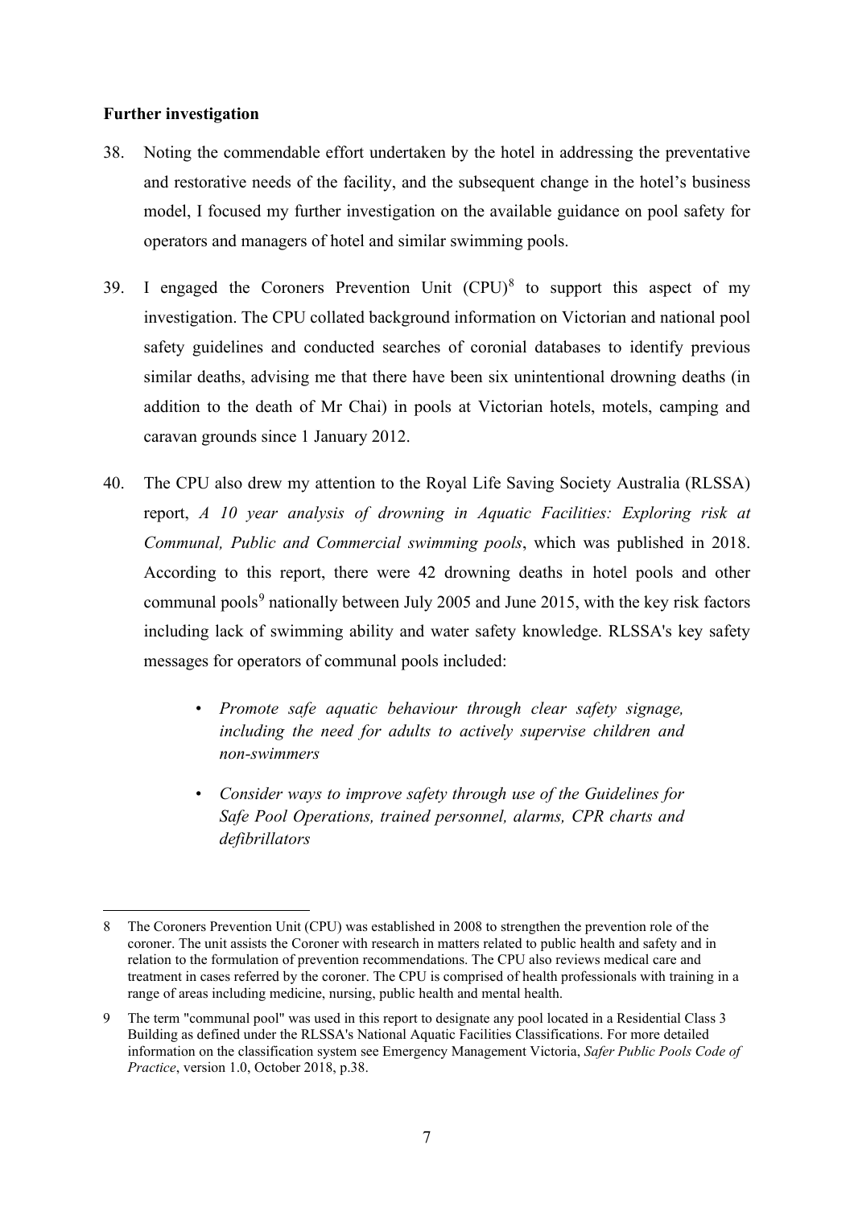**Further investigation**

38. Noting the commendable effort undertaken by the hotel in addressing the preventative and restorative needs of the facility, and the subsequent change in the hotel's business model, I focused my further investigation on the available guidance on pool safety for operators and managers of hotel and similar swimming pools.

39. I engaged the Coroners Prevention Unit (CPU)[8] to support this aspect of my investigation. The CPU collated background information on Victorian and national pool safety guidelines and conducted searches of coronial databases to identify previous similar deaths, advising me that there have been six unintentional drowning deaths (in addition to the death of Mr Chai) in pools at Victorian hotels, motels, camping and caravan grounds since 1 January 2012.

40. The CPU also drew my attention to the Royal Life Saving Society Australia (RLSSA) report, *A 10 year analysis of drowning in Aquatic Facilities: Exploring risk at Communal, Public and Commercial swimming pools*, which was published in 2018. According to this report, there were 42 drowning deaths in hotel pools and other communal pools[9] nationally between July 2005 and June 2015, with the key risk factors including lack of swimming ability and water safety knowledge. RLSSA's key safety messages for operators of communal pools included:

    - *Promote safe aquatic behaviour through clear safety signage, including the need for adults to actively supervise children and non-swimmers*
    - *Consider ways to improve safety through use of the Guidelines for Safe Pool Operations, trained personnel, alarms, CPR charts and defibrillators*

---

8 The Coroners Prevention Unit (CPU) was established in 2008 to strengthen the prevention role of the coroner. The unit assists the Coroner with research in matters related to public health and safety and in relation to the formulation of prevention recommendations. The CPU also reviews medical care and treatment in cases referred by the coroner. The CPU is comprised of health professionals with training in a range of areas including medicine, nursing, public health and mental health.

9 The term "communal pool" was used in this report to designate any pool located in a Residential Class 3 Building as defined under the RLSSA's National Aquatic Facilities Classifications. For more detailed information on the classification system see Emergency Management Victoria, *Safer Public Pools Code of Practice*, version 1.0, October 2018, p.38.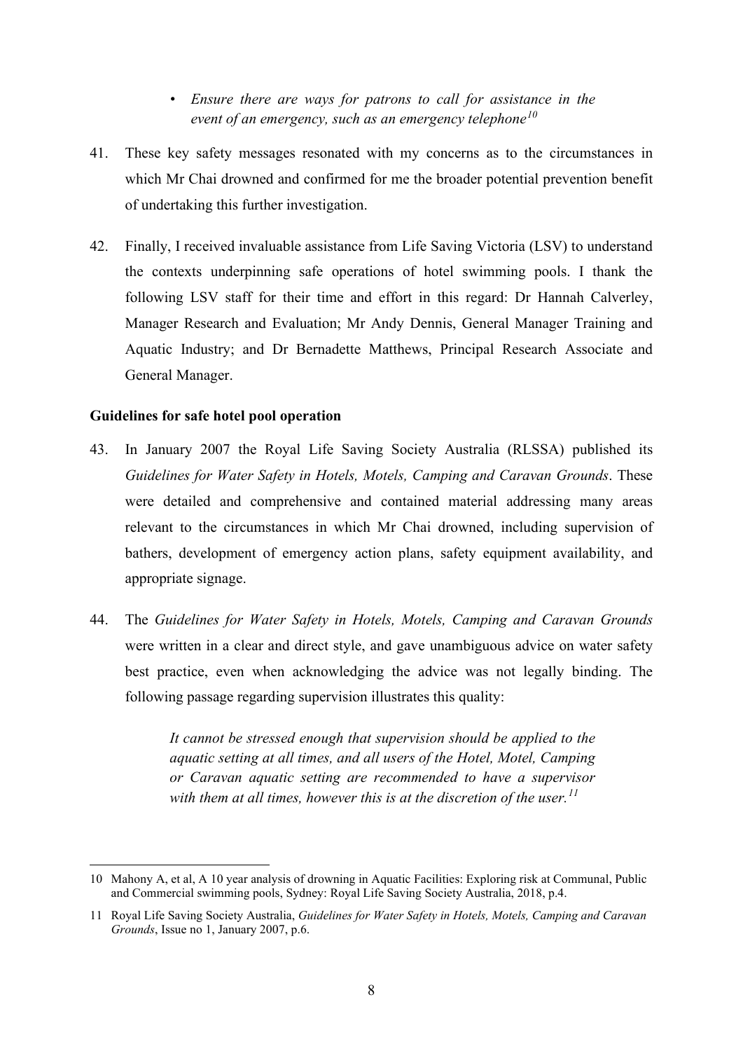- *Ensure there are ways for patrons to call for assistance in the event of an emergency, such as an emergency telephone*[10]

41. These key safety messages resonated with my concerns as to the circumstances in which Mr Chai drowned and confirmed for me the broader potential prevention benefit of undertaking this further investigation.

42. Finally, I received invaluable assistance from Life Saving Victoria (LSV) to understand the contexts underpinning safe operations of hotel swimming pools. I thank the following LSV staff for their time and effort in this regard: Dr Hannah Calverley, Manager Research and Evaluation; Mr Andy Dennis, General Manager Training and Aquatic Industry; and Dr Bernadette Matthews, Principal Research Associate and General Manager.

**Guidelines for safe hotel pool operation**

43. In January 2007 the Royal Life Saving Society Australia (RLSSA) published its *Guidelines for Water Safety in Hotels, Motels, Camping and Caravan Grounds*. These were detailed and comprehensive and contained material addressing many areas relevant to the circumstances in which Mr Chai drowned, including supervision of bathers, development of emergency action plans, safety equipment availability, and appropriate signage.

44. The *Guidelines for Water Safety in Hotels, Motels, Camping and Caravan Grounds* were written in a clear and direct style, and gave unambiguous advice on water safety best practice, even when acknowledging the advice was not legally binding. The following passage regarding supervision illustrates this quality:

> *It cannot be stressed enough that supervision should be applied to the aquatic setting at all times, and all users of the Hotel, Motel, Camping or Caravan aquatic setting are recommended to have a supervisor with them at all times, however this is at the discretion of the user.*[11]

---

10 Mahony A, et al, A 10 year analysis of drowning in Aquatic Facilities: Exploring risk at Communal, Public and Commercial swimming pools, Sydney: Royal Life Saving Society Australia, 2018, p.4.

11 Royal Life Saving Society Australia, *Guidelines for Water Safety in Hotels, Motels, Camping and Caravan Grounds*, Issue no 1, January 2007, p.6.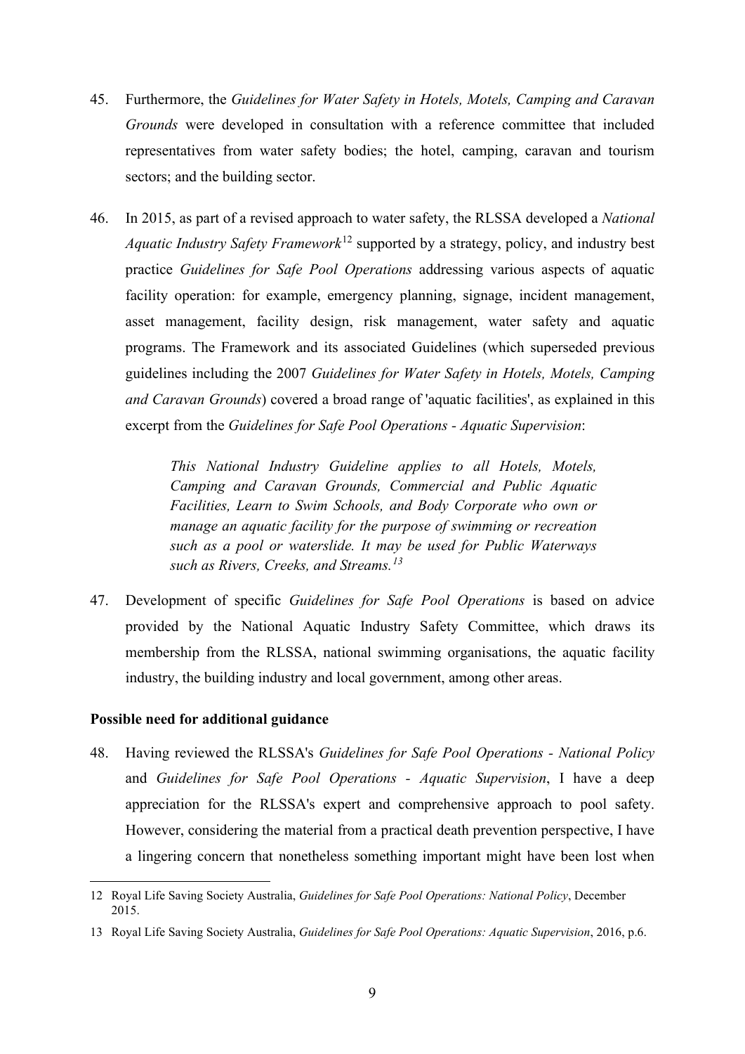45. Furthermore, the *Guidelines for Water Safety in Hotels, Motels, Camping and Caravan Grounds* were developed in consultation with a reference committee that included representatives from water safety bodies; the hotel, camping, caravan and tourism sectors; and the building sector.

46. In 2015, as part of a revised approach to water safety, the RLSSA developed a *National Aquatic Industry Safety Framework*[12] supported by a strategy, policy, and industry best practice *Guidelines for Safe Pool Operations* addressing various aspects of aquatic facility operation: for example, emergency planning, signage, incident management, asset management, facility design, risk management, water safety and aquatic programs. The Framework and its associated Guidelines (which superseded previous guidelines including the 2007 *Guidelines for Water Safety in Hotels, Motels, Camping and Caravan Grounds*) covered a broad range of 'aquatic facilities', as explained in this excerpt from the *Guidelines for Safe Pool Operations - Aquatic Supervision*:

> *This National Industry Guideline applies to all Hotels, Motels, Camping and Caravan Grounds, Commercial and Public Aquatic Facilities, Learn to Swim Schools, and Body Corporate who own or manage an aquatic facility for the purpose of swimming or recreation such as a pool or waterslide. It may be used for Public Waterways such as Rivers, Creeks, and Streams.*[13]

47. Development of specific *Guidelines for Safe Pool Operations* is based on advice provided by the National Aquatic Industry Safety Committee, which draws its membership from the RLSSA, national swimming organisations, the aquatic facility industry, the building industry and local government, among other areas.

**Possible need for additional guidance**

48. Having reviewed the RLSSA's *Guidelines for Safe Pool Operations - National Policy* and *Guidelines for Safe Pool Operations - Aquatic Supervision*, I have a deep appreciation for the RLSSA's expert and comprehensive approach to pool safety. However, considering the material from a practical death prevention perspective, I have a lingering concern that nonetheless something important might have been lost when

---

12 Royal Life Saving Society Australia, *Guidelines for Safe Pool Operations: National Policy*, December 2015.

13 Royal Life Saving Society Australia, *Guidelines for Safe Pool Operations: Aquatic Supervision*, 2016, p.6.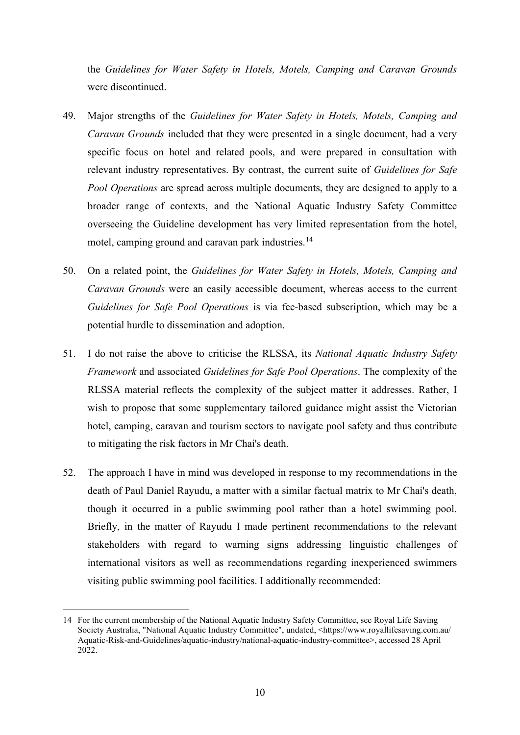the *Guidelines for Water Safety in Hotels, Motels, Camping and Caravan Grounds* were discontinued.

49. Major strengths of the *Guidelines for Water Safety in Hotels, Motels, Camping and Caravan Grounds* included that they were presented in a single document, had a very specific focus on hotel and related pools, and were prepared in consultation with relevant industry representatives. By contrast, the current suite of *Guidelines for Safe Pool Operations* are spread across multiple documents, they are designed to apply to a broader range of contexts, and the National Aquatic Industry Safety Committee overseeing the Guideline development has very limited representation from the hotel, motel, camping ground and caravan park industries.[14]

50. On a related point, the *Guidelines for Water Safety in Hotels, Motels, Camping and Caravan Grounds* were an easily accessible document, whereas access to the current *Guidelines for Safe Pool Operations* is via fee-based subscription, which may be a potential hurdle to dissemination and adoption.

51. I do not raise the above to criticise the RLSSA, its *National Aquatic Industry Safety Framework* and associated *Guidelines for Safe Pool Operations*. The complexity of the RLSSA material reflects the complexity of the subject matter it addresses. Rather, I wish to propose that some supplementary tailored guidance might assist the Victorian hotel, camping, caravan and tourism sectors to navigate pool safety and thus contribute to mitigating the risk factors in Mr Chai's death.

52. The approach I have in mind was developed in response to my recommendations in the death of Paul Daniel Rayudu, a matter with a similar factual matrix to Mr Chai's death, though it occurred in a public swimming pool rather than a hotel swimming pool. Briefly, in the matter of Rayudu I made pertinent recommendations to the relevant stakeholders with regard to warning signs addressing linguistic challenges of international visitors as well as recommendations regarding inexperienced swimmers visiting public swimming pool facilities. I additionally recommended:

---

14 For the current membership of the National Aquatic Industry Safety Committee, see Royal Life Saving Society Australia, "National Aquatic Industry Committee", undated, <https://www.royallifesaving.com.au/Aquatic-Risk-and-Guidelines/aquatic-industry/national-aquatic-industry-committee>, accessed 28 April 2022.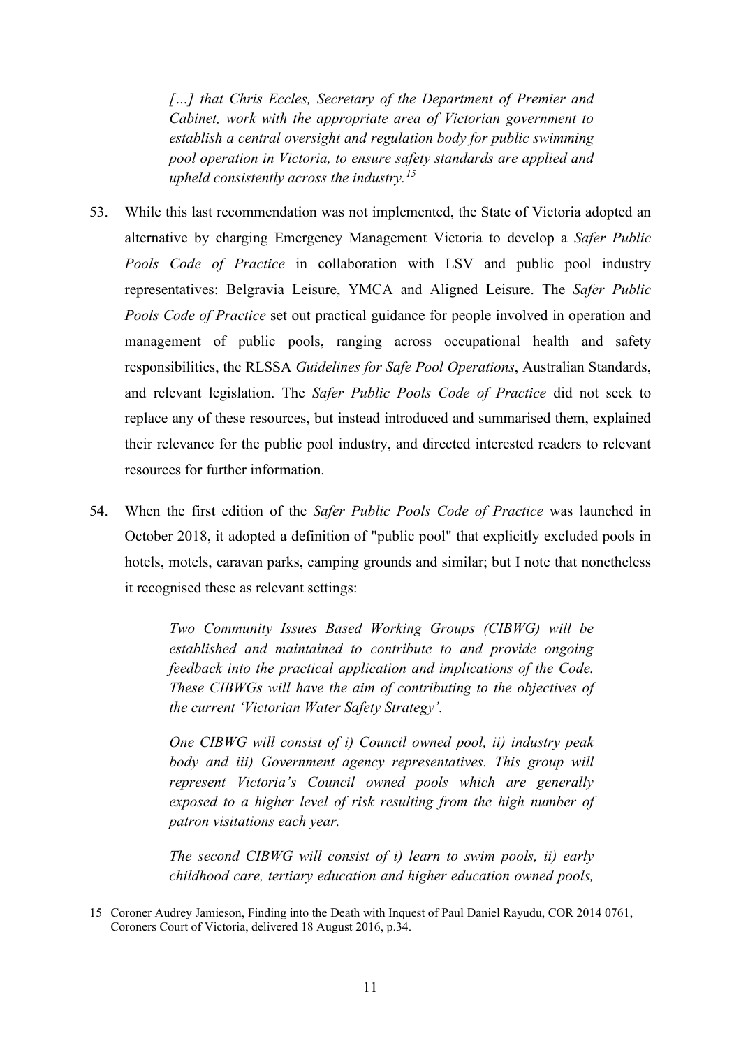> *[…] that Chris Eccles, Secretary of the Department of Premier and Cabinet, work with the appropriate area of Victorian government to establish a central oversight and regulation body for public swimming pool operation in Victoria, to ensure safety standards are applied and upheld consistently across the industry.*[15]

53. While this last recommendation was not implemented, the State of Victoria adopted an alternative by charging Emergency Management Victoria to develop a *Safer Public Pools Code of Practice* in collaboration with LSV and public pool industry representatives: Belgravia Leisure, YMCA and Aligned Leisure. The *Safer Public Pools Code of Practice* set out practical guidance for people involved in operation and management of public pools, ranging across occupational health and safety responsibilities, the RLSSA *Guidelines for Safe Pool Operations*, Australian Standards, and relevant legislation. The *Safer Public Pools Code of Practice* did not seek to replace any of these resources, but instead introduced and summarised them, explained their relevance for the public pool industry, and directed interested readers to relevant resources for further information.

54. When the first edition of the *Safer Public Pools Code of Practice* was launched in October 2018, it adopted a definition of "public pool" that explicitly excluded pools in hotels, motels, caravan parks, camping grounds and similar; but I note that nonetheless it recognised these as relevant settings:

> *Two Community Issues Based Working Groups (CIBWG) will be established and maintained to contribute to and provide ongoing feedback into the practical application and implications of the Code. These CIBWGs will have the aim of contributing to the objectives of the current 'Victorian Water Safety Strategy'.*
>
> *One CIBWG will consist of i) Council owned pool, ii) industry peak body and iii) Government agency representatives. This group will represent Victoria's Council owned pools which are generally exposed to a higher level of risk resulting from the high number of patron visitations each year.*
>
> *The second CIBWG will consist of i) learn to swim pools, ii) early childhood care, tertiary education and higher education owned pools,*

---

15 Coroner Audrey Jamieson, Finding into the Death with Inquest of Paul Daniel Rayudu, COR 2014 0761, Coroners Court of Victoria, delivered 18 August 2016, p.34.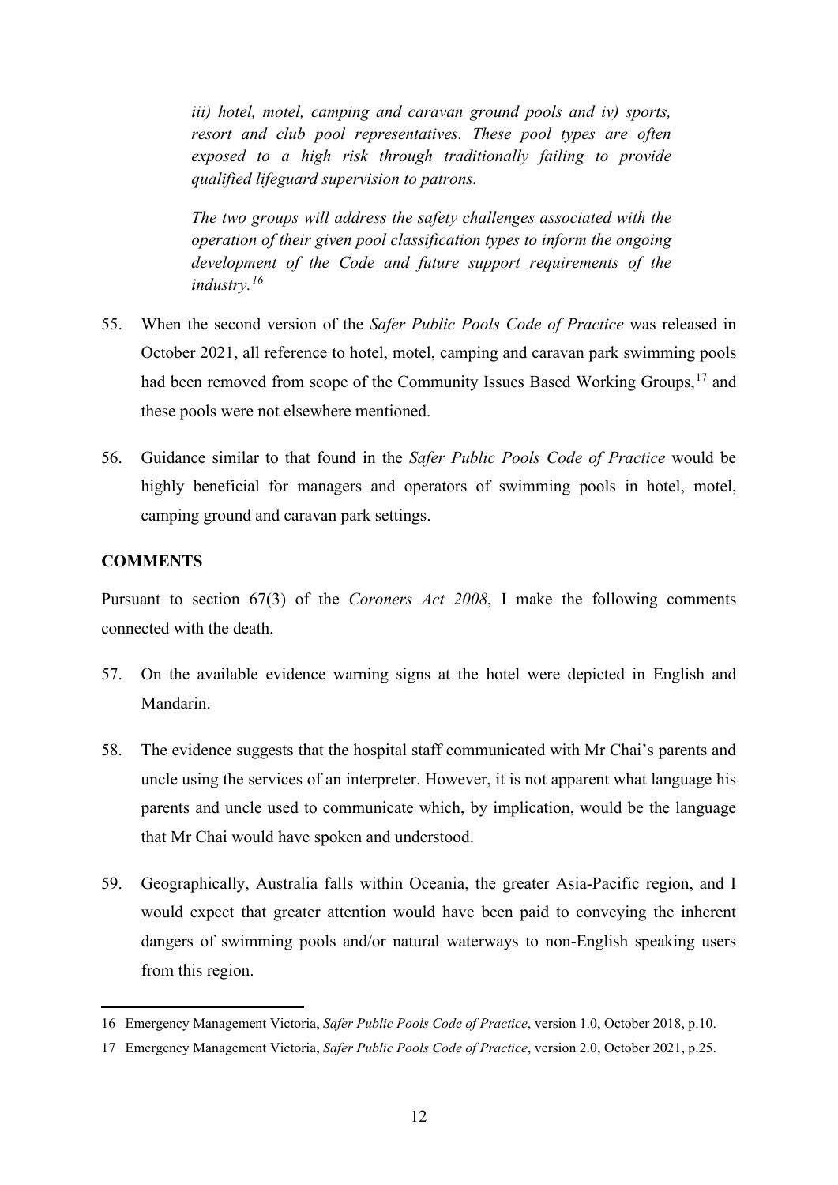> *iii) hotel, motel, camping and caravan ground pools and iv) sports, resort and club pool representatives. These pool types are often exposed to a high risk through traditionally failing to provide qualified lifeguard supervision to patrons.*
>
> *The two groups will address the safety challenges associated with the operation of their given pool classification types to inform the ongoing development of the Code and future support requirements of the industry.*[16]

55. When the second version of the *Safer Public Pools Code of Practice* was released in October 2021, all reference to hotel, motel, camping and caravan park swimming pools had been removed from scope of the Community Issues Based Working Groups,[17] and these pools were not elsewhere mentioned.

56. Guidance similar to that found in the *Safer Public Pools Code of Practice* would be highly beneficial for managers and operators of swimming pools in hotel, motel, camping ground and caravan park settings.

## COMMENTS

Pursuant to section 67(3) of the *Coroners Act 2008*, I make the following comments connected with the death.

57. On the available evidence warning signs at the hotel were depicted in English and Mandarin.

58. The evidence suggests that the hospital staff communicated with Mr Chai's parents and uncle using the services of an interpreter. However, it is not apparent what language his parents and uncle used to communicate which, by implication, would be the language that Mr Chai would have spoken and understood.

59. Geographically, Australia falls within Oceania, the greater Asia-Pacific region, and I would expect that greater attention would have been paid to conveying the inherent dangers of swimming pools and/or natural waterways to non-English speaking users from this region.

---

16 Emergency Management Victoria, *Safer Public Pools Code of Practice*, version 1.0, October 2018, p.10.

17 Emergency Management Victoria, *Safer Public Pools Code of Practice*, version 2.0, October 2021, p.25.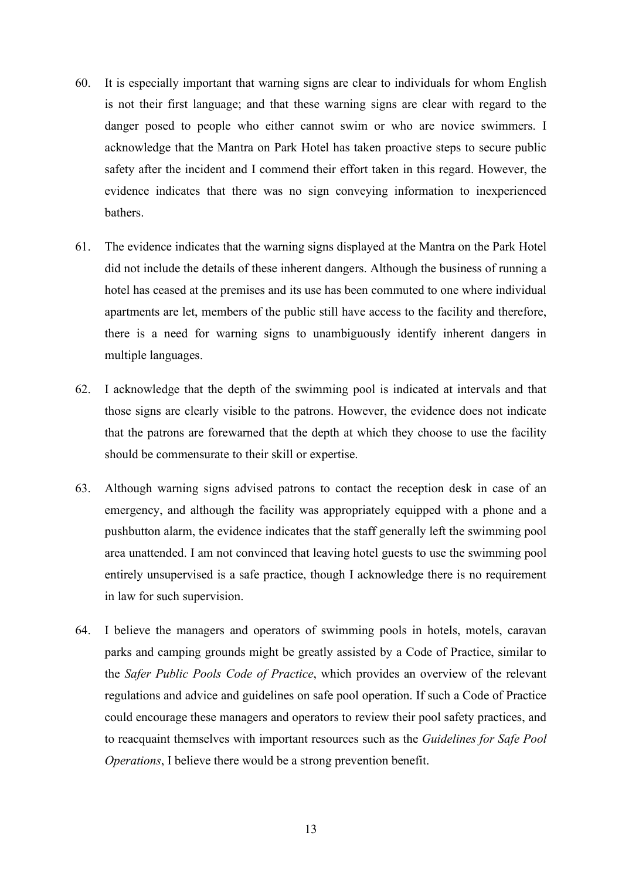60. It is especially important that warning signs are clear to individuals for whom English is not their first language; and that these warning signs are clear with regard to the danger posed to people who either cannot swim or who are novice swimmers. I acknowledge that the Mantra on Park Hotel has taken proactive steps to secure public safety after the incident and I commend their effort taken in this regard. However, the evidence indicates that there was no sign conveying information to inexperienced bathers.

61. The evidence indicates that the warning signs displayed at the Mantra on the Park Hotel did not include the details of these inherent dangers. Although the business of running a hotel has ceased at the premises and its use has been commuted to one where individual apartments are let, members of the public still have access to the facility and therefore, there is a need for warning signs to unambiguously identify inherent dangers in multiple languages.

62. I acknowledge that the depth of the swimming pool is indicated at intervals and that those signs are clearly visible to the patrons. However, the evidence does not indicate that the patrons are forewarned that the depth at which they choose to use the facility should be commensurate to their skill or expertise.

63. Although warning signs advised patrons to contact the reception desk in case of an emergency, and although the facility was appropriately equipped with a phone and a pushbutton alarm, the evidence indicates that the staff generally left the swimming pool area unattended. I am not convinced that leaving hotel guests to use the swimming pool entirely unsupervised is a safe practice, though I acknowledge there is no requirement in law for such supervision.

64. I believe the managers and operators of swimming pools in hotels, motels, caravan parks and camping grounds might be greatly assisted by a Code of Practice, similar to the *Safer Public Pools Code of Practice*, which provides an overview of the relevant regulations and advice and guidelines on safe pool operation. If such a Code of Practice could encourage these managers and operators to review their pool safety practices, and to reacquaint themselves with important resources such as the *Guidelines for Safe Pool Operations*, I believe there would be a strong prevention benefit.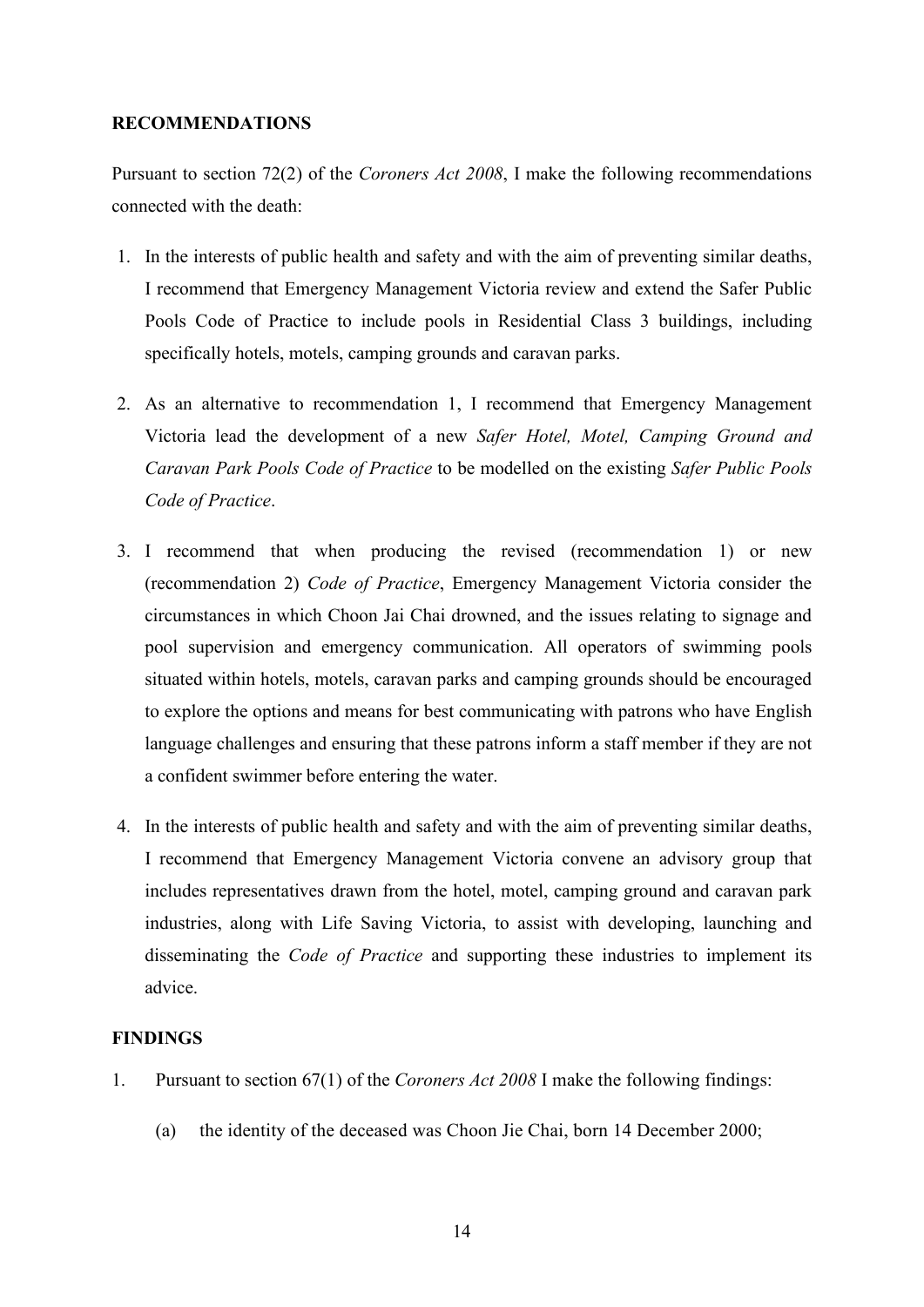**RECOMMENDATIONS**

Pursuant to section 72(2) of the *Coroners Act 2008*, I make the following recommendations connected with the death:

1. In the interests of public health and safety and with the aim of preventing similar deaths, I recommend that Emergency Management Victoria review and extend the Safer Public Pools Code of Practice to include pools in Residential Class 3 buildings, including specifically hotels, motels, camping grounds and caravan parks.

2. As an alternative to recommendation 1, I recommend that Emergency Management Victoria lead the development of a new *Safer Hotel, Motel, Camping Ground and Caravan Park Pools Code of Practice* to be modelled on the existing *Safer Public Pools Code of Practice*.

3. I recommend that when producing the revised (recommendation 1) or new (recommendation 2) *Code of Practice*, Emergency Management Victoria consider the circumstances in which Choon Jai Chai drowned, and the issues relating to signage and pool supervision and emergency communication. All operators of swimming pools situated within hotels, motels, caravan parks and camping grounds should be encouraged to explore the options and means for best communicating with patrons who have English language challenges and ensuring that these patrons inform a staff member if they are not a confident swimmer before entering the water.

4. In the interests of public health and safety and with the aim of preventing similar deaths, I recommend that Emergency Management Victoria convene an advisory group that includes representatives drawn from the hotel, motel, camping ground and caravan park industries, along with Life Saving Victoria, to assist with developing, launching and disseminating the *Code of Practice* and supporting these industries to implement its advice.

**FINDINGS**

1. Pursuant to section 67(1) of the *Coroners Act 2008* I make the following findings:

   (a) the identity of the deceased was Choon Jie Chai, born 14 December 2000;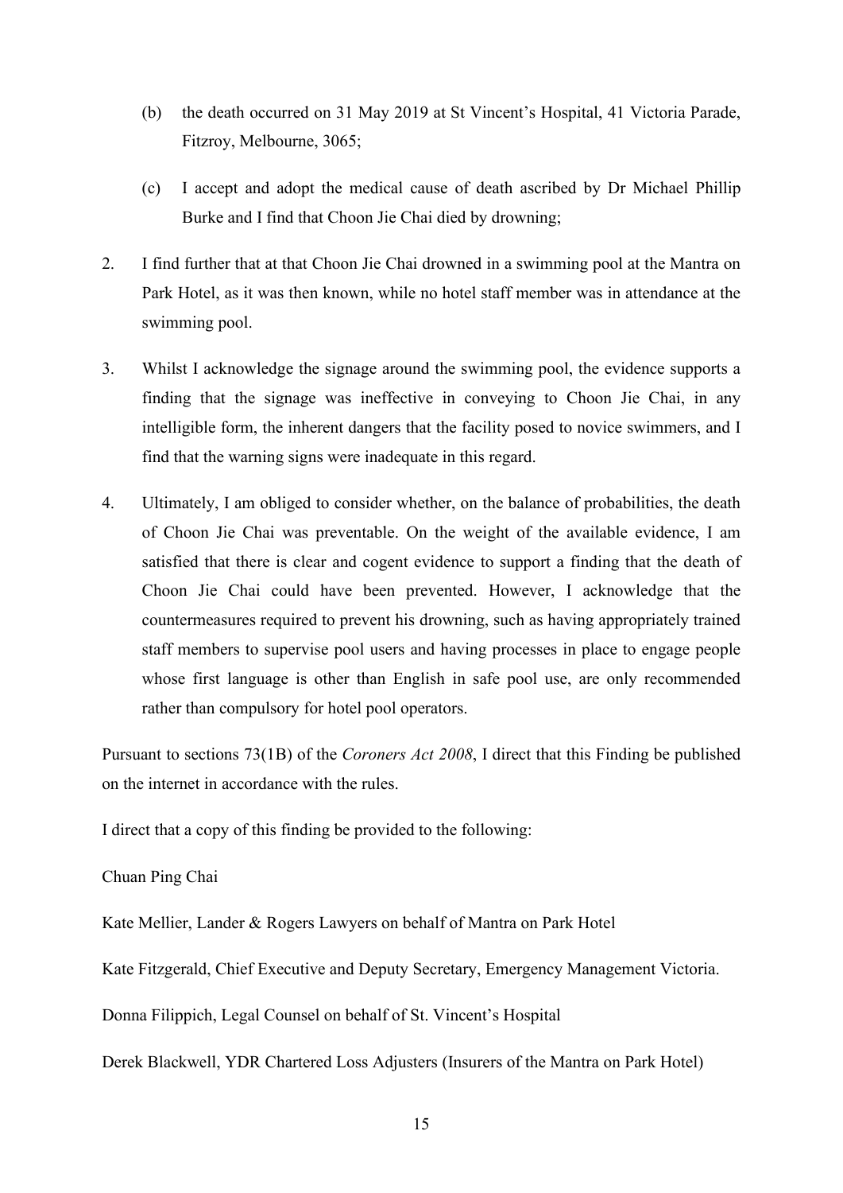(b) the death occurred on 31 May 2019 at St Vincent's Hospital, 41 Victoria Parade, Fitzroy, Melbourne, 3065;

(c) I accept and adopt the medical cause of death ascribed by Dr Michael Phillip Burke and I find that Choon Jie Chai died by drowning;

2. I find further that at that Choon Jie Chai drowned in a swimming pool at the Mantra on Park Hotel, as it was then known, while no hotel staff member was in attendance at the swimming pool.

3. Whilst I acknowledge the signage around the swimming pool, the evidence supports a finding that the signage was ineffective in conveying to Choon Jie Chai, in any intelligible form, the inherent dangers that the facility posed to novice swimmers, and I find that the warning signs were inadequate in this regard.

4. Ultimately, I am obliged to consider whether, on the balance of probabilities, the death of Choon Jie Chai was preventable. On the weight of the available evidence, I am satisfied that there is clear and cogent evidence to support a finding that the death of Choon Jie Chai could have been prevented. However, I acknowledge that the countermeasures required to prevent his drowning, such as having appropriately trained staff members to supervise pool users and having processes in place to engage people whose first language is other than English in safe pool use, are only recommended rather than compulsory for hotel pool operators.

Pursuant to sections 73(1B) of the *Coroners Act 2008*, I direct that this Finding be published on the internet in accordance with the rules.

I direct that a copy of this finding be provided to the following:

Chuan Ping Chai

Kate Mellier, Lander & Rogers Lawyers on behalf of Mantra on Park Hotel

Kate Fitzgerald, Chief Executive and Deputy Secretary, Emergency Management Victoria.

Donna Filippich, Legal Counsel on behalf of St. Vincent's Hospital

Derek Blackwell, YDR Chartered Loss Adjusters (Insurers of the Mantra on Park Hotel)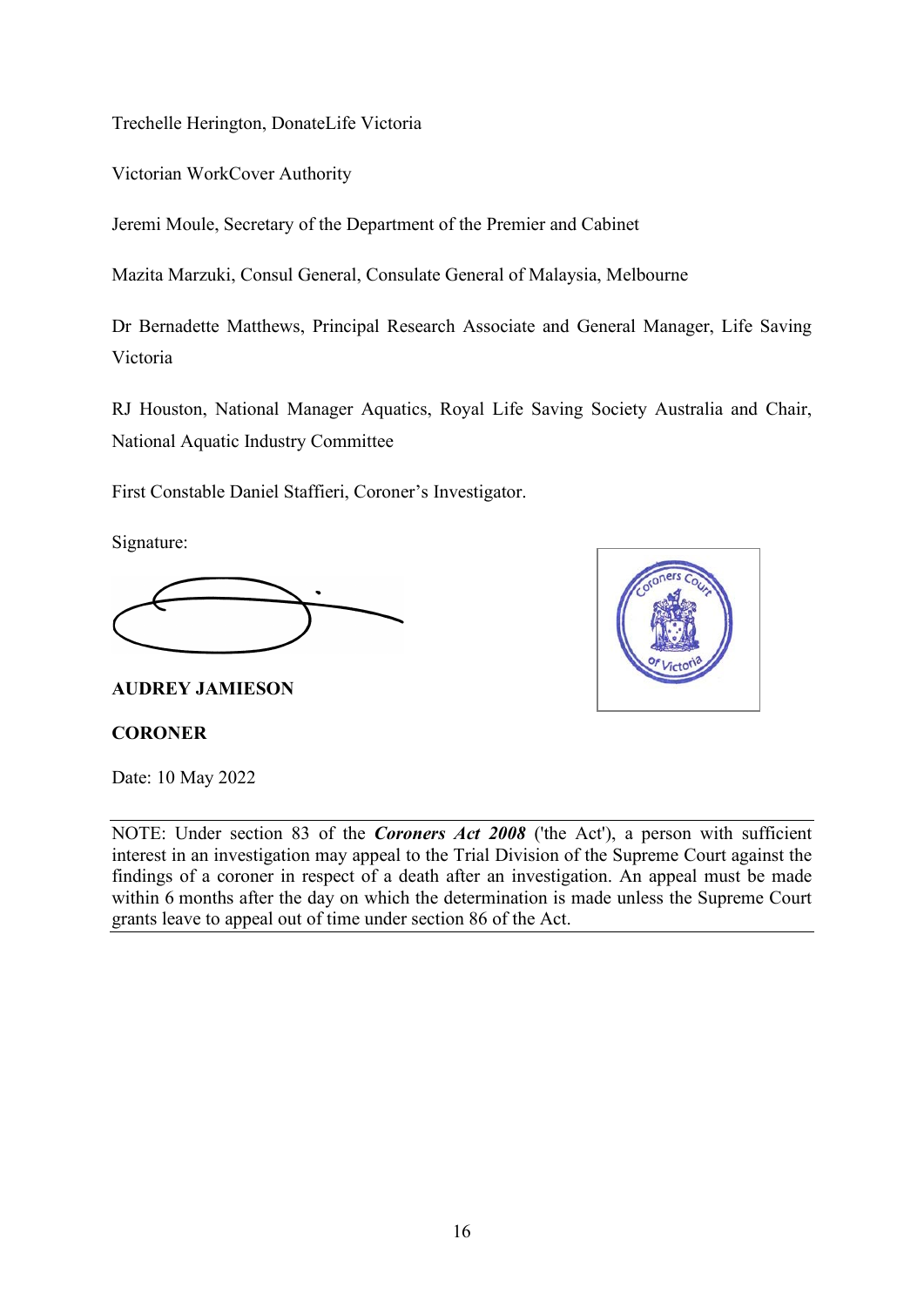Trechelle Herington, DonateLife Victoria

Victorian WorkCover Authority

Jeremi Moule, Secretary of the Department of the Premier and Cabinet

Mazita Marzuki, Consul General, Consulate General of Malaysia, Melbourne

Dr Bernadette Matthews, Principal Research Associate and General Manager, Life Saving Victoria

RJ Houston, National Manager Aquatics, Royal Life Saving Society Australia and Chair, National Aquatic Industry Committee

First Constable Daniel Staffieri, Coroner's Investigator.

Signature:

**AUDREY JAMIESON**

**CORONER**

Date: 10 May 2022

NOTE: Under section 83 of the ***Coroners Act 2008*** ('the Act'), a person with sufficient interest in an investigation may appeal to the Trial Division of the Supreme Court against the findings of a coroner in respect of a death after an investigation. An appeal must be made within 6 months after the day on which the determination is made unless the Supreme Court grants leave to appeal out of time under section 86 of the Act.